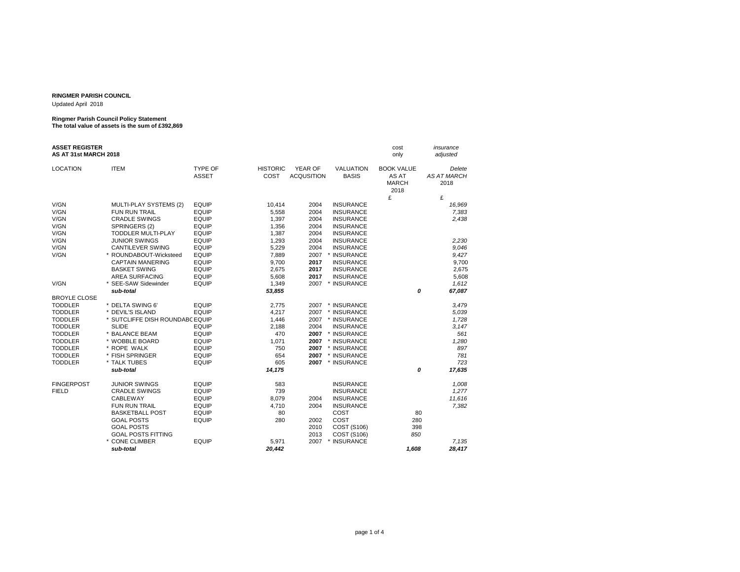**RINGMER PARISH COUNCIL**

Updated April 2018

**Ringmer Parish Council Policy Statement**
**The total value of assets is the sum of £392,869**

**ASSET REGISTER**
**AS AT 31st MARCH 2018**

| LOCATION | ITEM | TYPE OF ASSET | HISTORIC COST | YEAR OF ACQUSITION | VALUATION BASIS | cost only<br>BOOK VALUE AS AT MARCH 2018 | *insurance adjusted*<br>*Delete* *AS AT MARCH* 2018 |
|---|---|---|---|---|---|---|---|
| | | | | | | £ | £ |
| V/GN | MULTI-PLAY SYSTEMS (2) | EQUIP | 10,414 | 2004 | INSURANCE | | *16,969* |
| V/GN | FUN RUN TRAIL | EQUIP | 5,558 | 2004 | INSURANCE | | *7,383* |
| V/GN | CRADLE SWINGS | EQUIP | 1,397 | 2004 | INSURANCE | | *2,438* |
| V/GN | SPRINGERS (2) | EQUIP | 1,356 | 2004 | INSURANCE | | |
| V/GN | TODDLER MULTI-PLAY | EQUIP | 1,387 | 2004 | INSURANCE | | |
| V/GN | JUNIOR SWINGS | EQUIP | 1,293 | 2004 | INSURANCE | | *2,230* |
| V/GN | CANTILEVER SWING | EQUIP | 5,229 | 2004 | INSURANCE | | *9,046* |
| V/GN | * ROUNDABOUT-Wicksteed | EQUIP | 7,889 | 2007 | * INSURANCE | | *9,427* |
| | CAPTAIN MANERING | EQUIP | 9,700 | **2017** | INSURANCE | | 9,700 |
| | BASKET SWING | EQUIP | 2,675 | **2017** | INSURANCE | | 2,675 |
| | AREA SURFACING | EQUIP | 5,608 | **2017** | INSURANCE | | 5,608 |
| V/GN | * SEE-SAW Sidewinder | EQUIP | 1,349 | 2007 | * INSURANCE | | *1,612* |
| | ***sub-total*** | | ***53,855*** | | | ***0*** | ***67,087*** |
| BROYLE CLOSE | | | | | | | |
| TODDLER | * DELTA SWING 6' | EQUIP | 2,775 | 2007 | * INSURANCE | | *3,479* |
| TODDLER | * DEVIL'S ISLAND | EQUIP | 4,217 | 2007 | * INSURANCE | | *5,039* |
| TODDLER | * SUTCLIFFE DISH ROUNDABO | EQUIP | 1,446 | 2007 | * INSURANCE | | *1,728* |
| TODDLER | SLIDE | EQUIP | 2,188 | 2004 | INSURANCE | | *3,147* |
| TODDLER | * BALANCE BEAM | EQUIP | 470 | **2007** | * INSURANCE | | *561* |
| TODDLER | * WOBBLE BOARD | EQUIP | 1,071 | **2007** | * INSURANCE | | *1,280* |
| TODDLER | * ROPE WALK | EQUIP | 750 | **2007** | * INSURANCE | | *897* |
| TODDLER | * FISH SPRINGER | EQUIP | 654 | **2007** | * INSURANCE | | *781* |
| TODDLER | * TALK TUBES | EQUIP | 605 | **2007** | * INSURANCE | | *723* |
| | ***sub-total*** | | ***14,175*** | | | ***0*** | ***17,635*** |
| FINGERPOST | JUNIOR SWINGS | EQUIP | 583 | | INSURANCE | | *1,008* |
| FIELD | CRADLE SWINGS | EQUIP | 739 | | INSURANCE | | *1,277* |
| | CABLEWAY | EQUIP | 8,079 | 2004 | INSURANCE | | *11,616* |
| | FUN RUN TRAIL | EQUIP | 4,710 | 2004 | INSURANCE | | *7,382* |
| | BASKETBALL POST | EQUIP | 80 | | COST | 80 | |
| | GOAL POSTS | EQUIP | 280 | 2002 | COST | 280 | |
| | GOAL POSTS | | | 2010 | COST (S106) | 398 | |
| | GOAL POSTS FITTING | | | 2013 | COST (S106) | *850* | |
| | * CONE CLIMBER | EQUIP | 5,971 | 2007 | * INSURANCE | | *7,135* |
| | ***sub-total*** | | ***20,442*** | | | ***1,608*** | ***28,417*** |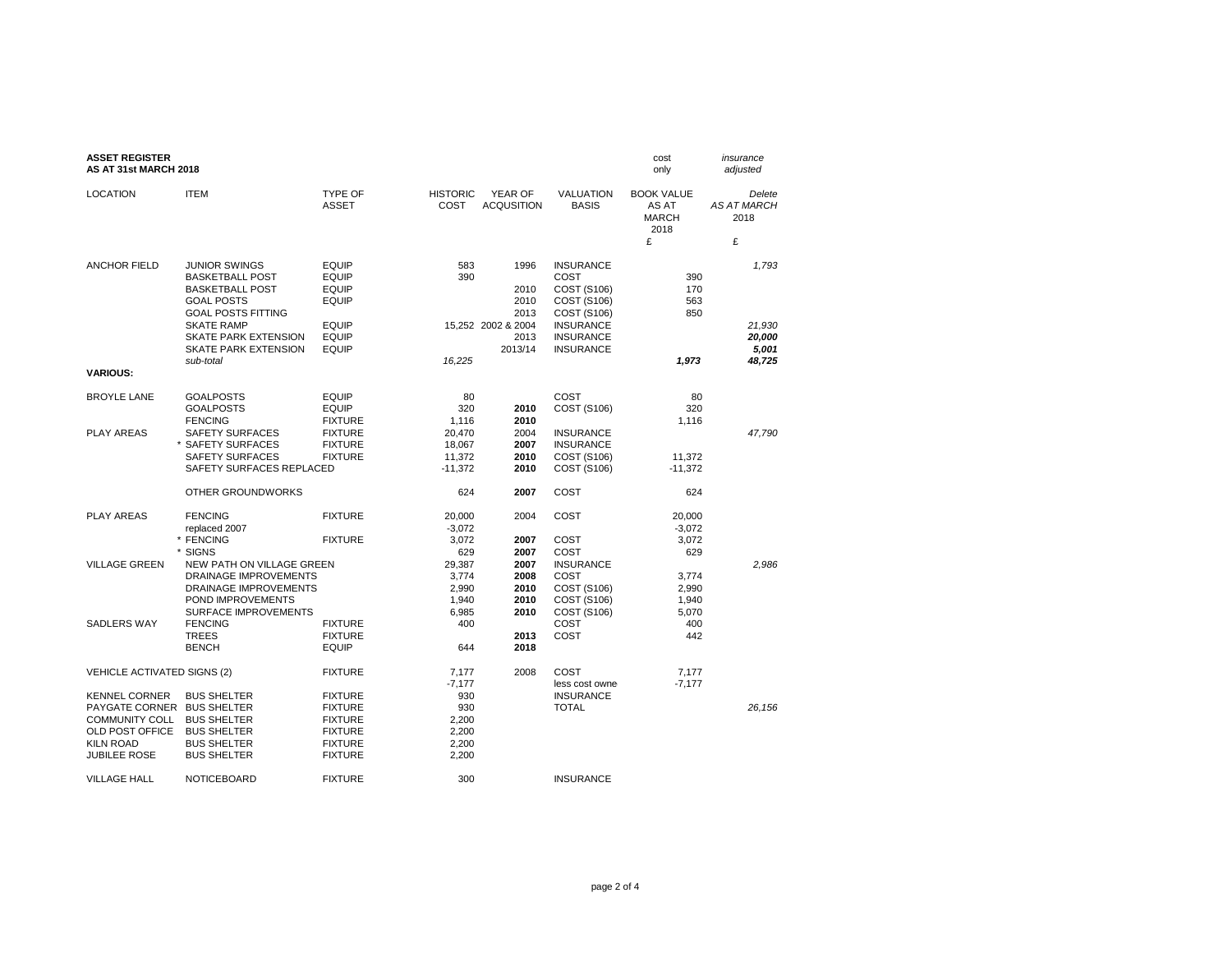**ASSET REGISTER**
**AS AT 31st MARCH 2018**

| LOCATION | ITEM | TYPE OF ASSET | HISTORIC COST | YEAR OF ACQUSITION | VALUATION BASIS | cost only<br>BOOK VALUE AS AT MARCH 2018<br>£ | *insurance adjusted*<br>*Delete AS AT MARCH 2018*<br>£ |
|---|---|---|---|---|---|---|---|
| ANCHOR FIELD | JUNIOR SWINGS | EQUIP | 583 | 1996 | INSURANCE | | *1,793* |
| | BASKETBALL POST | EQUIP | 390 | | COST | 390 | |
| | BASKETBALL POST | EQUIP | | 2010 | COST (S106) | 170 | |
| | GOAL POSTS | EQUIP | | 2010 | COST (S106) | 563 | |
| | GOAL POSTS FITTING | | | 2013 | COST (S106) | 850 | |
| | SKATE RAMP | EQUIP | 15,252 | 2002 & 2004 | INSURANCE | | *21,930* |
| | SKATE PARK EXTENSION | EQUIP | | 2013 | INSURANCE | | ***20,000*** |
| | SKATE PARK EXTENSION | EQUIP | | 2013/14 | INSURANCE | | ***5,001*** |
| | *sub-total* | | *16,225* | | | ***1,973*** | ***48,725*** |
| **VARIOUS:** | | | | | | | |
| BROYLE LANE | GOALPOSTS | EQUIP | 80 | | COST | 80 | |
| | GOALPOSTS | EQUIP | 320 | **2010** | COST (S106) | 320 | |
| | FENCING | FIXTURE | 1,116 | **2010** | | 1,116 | |
| PLAY AREAS | SAFETY SURFACES | FIXTURE | 20,470 | 2004 | INSURANCE | | *47,790* |
| | * SAFETY SURFACES | FIXTURE | 18,067 | **2007** | INSURANCE | | |
| | SAFETY SURFACES | FIXTURE | 11,372 | **2010** | COST (S106) | 11,372 | |
| | SAFETY SURFACES REPLACED | | -11,372 | **2010** | COST (S106) | -11,372 | |
| | OTHER GROUNDWORKS | | 624 | **2007** | COST | 624 | |
| PLAY AREAS | FENCING | FIXTURE | 20,000 | 2004 | COST | 20,000 | |
| | replaced 2007 | | -3,072 | | | -3,072 | |
| | * FENCING | FIXTURE | 3,072 | **2007** | COST | 3,072 | |
| | * SIGNS | | 629 | **2007** | COST | 629 | |
| VILLAGE GREEN | NEW PATH ON VILLAGE GREEN | | 29,387 | **2007** | INSURANCE | | *2,986* |
| | DRAINAGE IMPROVEMENTS | | 3,774 | **2008** | COST | 3,774 | |
| | DRAINAGE IMPROVEMENTS | | 2,990 | **2010** | COST (S106) | 2,990 | |
| | POND IMPROVEMENTS | | 1,940 | **2010** | COST (S106) | 1,940 | |
| | SURFACE IMPROVEMENTS | | 6,985 | **2010** | COST (S106) | 5,070 | |
| SADLERS WAY | FENCING | FIXTURE | 400 | | COST | 400 | |
| | TREES | FIXTURE | | **2013** | COST | 442 | |
| | BENCH | EQUIP | 644 | **2018** | | | |
| VEHICLE ACTIVATED SIGNS (2) | | FIXTURE | 7,177 | 2008 | COST | 7,177 | |
| | | | -7,177 | | less cost owne | -7,177 | |
| KENNEL CORNER | BUS SHELTER | FIXTURE | 930 | | INSURANCE | | |
| PAYGATE CORNER | BUS SHELTER | FIXTURE | 930 | | TOTAL | | *26,156* |
| COMMUNITY COLL | BUS SHELTER | FIXTURE | 2,200 | | | | |
| OLD POST OFFICE | BUS SHELTER | FIXTURE | 2,200 | | | | |
| KILN ROAD | BUS SHELTER | FIXTURE | 2,200 | | | | |
| JUBILEE ROSE | BUS SHELTER | FIXTURE | 2,200 | | | | |
| VILLAGE HALL | NOTICEBOARD | FIXTURE | 300 | | INSURANCE | | |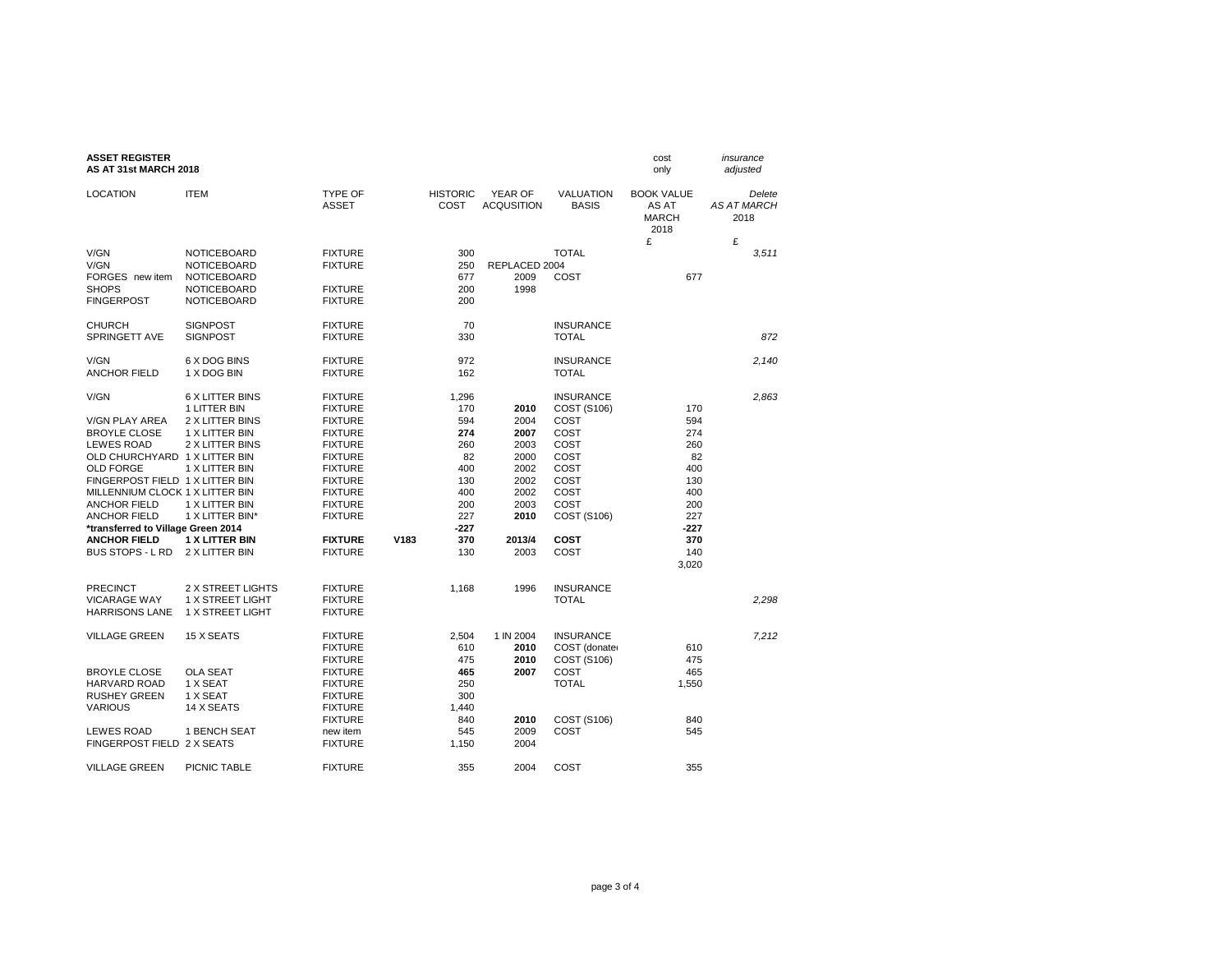**ASSET REGISTER**
**AS AT 31st MARCH 2018**

| LOCATION | ITEM | TYPE OF ASSET | | HISTORIC COST | YEAR OF ACQUSITION | VALUATION BASIS | BOOK VALUE AS AT MARCH 2018 | *Delete AS AT MARCH 2018* |
|---|---|---|---|---|---|---|---|---|
| | | | | | | | cost only | *insurance adjusted* |
| | | | | | | | £ | £ |
| V/GN | NOTICEBOARD | FIXTURE | | 300 | | TOTAL | | *3,511* |
| V/GN | NOTICEBOARD | FIXTURE | | 250 | REPLACED 2004 | | | |
| FORGES new item | NOTICEBOARD | | | 677 | 2009 | COST | 677 | |
| SHOPS | NOTICEBOARD | FIXTURE | | 200 | 1998 | | | |
| FINGERPOST | NOTICEBOARD | FIXTURE | | 200 | | | | |
| | | | | | | | | |
| CHURCH | SIGNPOST | FIXTURE | | 70 | | INSURANCE | | |
| SPRINGETT AVE | SIGNPOST | FIXTURE | | 330 | | TOTAL | | *872* |
| | | | | | | | | |
| V/GN | 6 X DOG BINS | FIXTURE | | 972 | | INSURANCE | | *2,140* |
| ANCHOR FIELD | 1 X DOG BIN | FIXTURE | | 162 | | TOTAL | | |
| | | | | | | | | |
| V/GN | 6 X LITTER BINS | FIXTURE | | 1,296 | | INSURANCE | | *2,863* |
| | 1 LITTER BIN | FIXTURE | | 170 | **2010** | COST (S106) | 170 | |
| V/GN PLAY AREA | 2 X LITTER BINS | FIXTURE | | 594 | 2004 | COST | 594 | |
| BROYLE CLOSE | 1 X LITTER BIN | FIXTURE | | **274** | **2007** | COST | 274 | |
| LEWES ROAD | 2 X LITTER BINS | FIXTURE | | 260 | 2003 | COST | 260 | |
| OLD CHURCHYARD | 1 X LITTER BIN | FIXTURE | | 82 | 2000 | COST | 82 | |
| OLD FORGE | 1 X LITTER BIN | FIXTURE | | 400 | 2002 | COST | 400 | |
| FINGERPOST FIELD | 1 X LITTER BIN | FIXTURE | | 130 | 2002 | COST | 130 | |
| MILLENNIUM CLOCK | 1 X LITTER BIN | FIXTURE | | 400 | 2002 | COST | 400 | |
| ANCHOR FIELD | 1 X LITTER BIN | FIXTURE | | 200 | 2003 | COST | 200 | |
| ANCHOR FIELD | 1 X LITTER BIN* | FIXTURE | | 227 | **2010** | COST (S106) | 227 | |
| ***transferred to Village Green 2014** | | | | **-227** | | | **-227** | |
| **ANCHOR FIELD** | **1 X LITTER BIN** | **FIXTURE** | **V183** | **370** | **2013/4** | **COST** | **370** | |
| BUS STOPS - L RD | 2 X LITTER BIN | FIXTURE | | 130 | 2003 | COST | 140 | |
| | | | | | | | 3,020 | |
| | | | | | | | | |
| PRECINCT | 2 X STREET LIGHTS | FIXTURE | | 1,168 | 1996 | INSURANCE | | |
| VICARAGE WAY | 1 X STREET LIGHT | FIXTURE | | | | TOTAL | | *2,298* |
| HARRISONS LANE | 1 X STREET LIGHT | FIXTURE | | | | | | |
| | | | | | | | | |
| VILLAGE GREEN | 15 X SEATS | FIXTURE | | 2,504 | 1 IN 2004 | INSURANCE | | *7,212* |
| | | FIXTURE | | 610 | **2010** | COST (donated | 610 | |
| | | FIXTURE | | 475 | **2010** | COST (S106) | 475 | |
| BROYLE CLOSE | OLA SEAT | FIXTURE | | **465** | **2007** | COST | 465 | |
| HARVARD ROAD | 1 X SEAT | FIXTURE | | 250 | | TOTAL | 1,550 | |
| RUSHEY GREEN | 1 X SEAT | FIXTURE | | 300 | | | | |
| VARIOUS | 14 X SEATS | FIXTURE | | 1,440 | | | | |
| | | FIXTURE | | 840 | **2010** | COST (S106) | 840 | |
| LEWES ROAD | 1 BENCH SEAT | new item | | 545 | 2009 | COST | 545 | |
| FINGERPOST FIELD | 2 X SEATS | FIXTURE | | 1,150 | 2004 | | | |
| | | | | | | | | |
| VILLAGE GREEN | PICNIC TABLE | FIXTURE | | 355 | 2004 | COST | 355 | |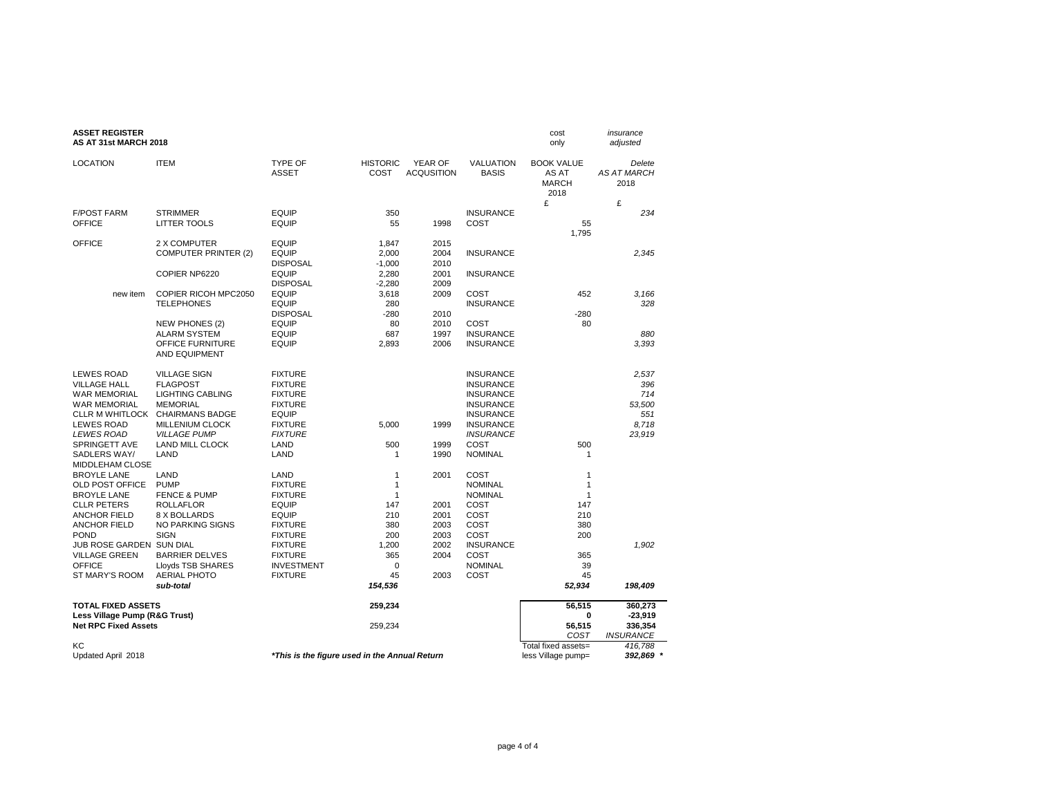**ASSET REGISTER**
**AS AT 31st MARCH 2018**

| LOCATION | ITEM | TYPE OF ASSET | HISTORIC COST | YEAR OF ACQUSITION | VALUATION BASIS | BOOK VALUE AS AT MARCH 2018 (cost only) | *Delete AS AT MARCH 2018 (insurance adjusted)* |
|---|---|---|---|---|---|---|---|
| | | | | | | £ | £ |
| F/POST FARM | STRIMMER | EQUIP | 350 | | INSURANCE | | *234* |
| OFFICE | LITTER TOOLS | EQUIP | 55 | 1998 | COST | 55 | |
| | | | | | | 1,795 | |
| OFFICE | 2 X COMPUTER | EQUIP | 1,847 | 2015 | | | |
| | COMPUTER PRINTER (2) | EQUIP | 2,000 | 2004 | INSURANCE | | *2,345* |
| | | DISPOSAL | -1,000 | 2010 | | | |
| | COPIER NP6220 | EQUIP | 2,280 | 2001 | INSURANCE | | |
| | | DISPOSAL | -2,280 | 2009 | | | |
| new item | COPIER RICOH MPC2050 | EQUIP | 3,618 | 2009 | COST | 452 | *3,166* |
| | TELEPHONES | EQUIP | 280 | | INSURANCE | | *328* |
| | | DISPOSAL | -280 | 2010 | | -280 | |
| | NEW PHONES (2) | EQUIP | 80 | 2010 | COST | 80 | |
| | ALARM SYSTEM | EQUIP | 687 | 1997 | INSURANCE | | *880* |
| | OFFICE FURNITURE AND EQUIPMENT | EQUIP | 2,893 | 2006 | INSURANCE | | *3,393* |
| LEWES ROAD | VILLAGE SIGN | FIXTURE | | | INSURANCE | | *2,537* |
| VILLAGE HALL | FLAGPOST | FIXTURE | | | INSURANCE | | *396* |
| WAR MEMORIAL | LIGHTING CABLING | FIXTURE | | | INSURANCE | | *714* |
| WAR MEMORIAL | MEMORIAL | FIXTURE | | | INSURANCE | | *53,500* |
| CLLR M WHITLOCK | CHAIRMANS BADGE | EQUIP | | | INSURANCE | | *551* |
| LEWES ROAD | MILLENIUM CLOCK | FIXTURE | 5,000 | 1999 | INSURANCE | | *8,718* |
| *LEWES ROAD* | *VILLAGE PUMP* | *FIXTURE* | | | *INSURANCE* | | *23,919* |
| SPRINGETT AVE | LAND MILL CLOCK | LAND | 500 | 1999 | COST | 500 | |
| SADLERS WAY/ MIDDLEHAM CLOSE | LAND | LAND | 1 | 1990 | NOMINAL | 1 | |
| BROYLE LANE | LAND | LAND | 1 | 2001 | COST | 1 | |
| OLD POST OFFICE | PUMP | FIXTURE | 1 | | NOMINAL | 1 | |
| BROYLE LANE | FENCE & PUMP | FIXTURE | 1 | | NOMINAL | 1 | |
| CLLR PETERS | ROLLAFLOR | EQUIP | 147 | 2001 | COST | 147 | |
| ANCHOR FIELD | 8 X BOLLARDS | EQUIP | 210 | 2001 | COST | 210 | |
| ANCHOR FIELD | NO PARKING SIGNS | FIXTURE | 380 | 2003 | COST | 380 | |
| POND | SIGN | FIXTURE | 200 | 2003 | COST | 200 | |
| JUB ROSE GARDEN | SUN DIAL | FIXTURE | 1,200 | 2002 | INSURANCE | | *1,902* |
| VILLAGE GREEN | BARRIER DELVES | FIXTURE | 365 | 2004 | COST | 365 | |
| OFFICE | Lloyds TSB SHARES | INVESTMENT | 0 | | NOMINAL | 39 | |
| ST MARY'S ROOM | AERIAL PHOTO | FIXTURE | 45 | 2003 | COST | 45 | |
| | *sub-total* | | ***154,536*** | | | ***52,934*** | ***198,409*** |
| **TOTAL FIXED ASSETS** | | | **259,234** | | | **56,515** | **360,273** |
| **Less Village Pump (R&G Trust)** | | | | | | **0** | **-23,919** |
| **Net RPC Fixed Assets** | | | 259,234 | | | **56,515** | **336,354** |
| | | | | | | *COST* | *INSURANCE* |
| KC | | | | | | Total fixed assets= | *416,788* |
| Updated April 2018 | | ***This is the figure used in the Annual Return** | | | | less Village pump= | ***392,869*** * |